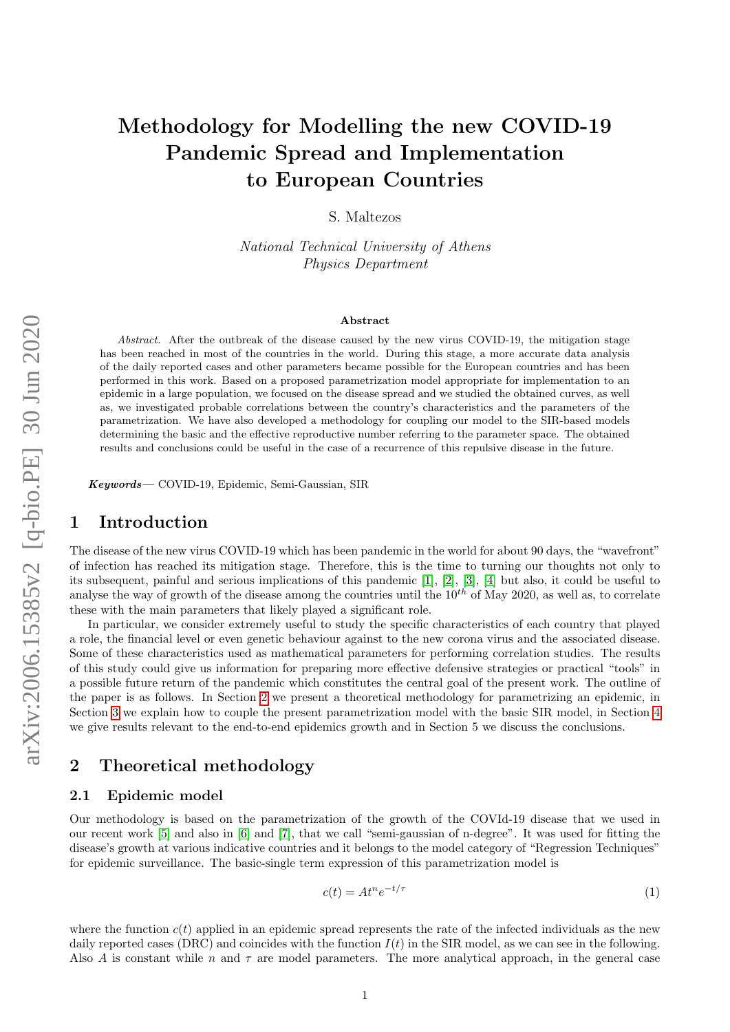# Methodology for Modelling the new COVID-19 Pandemic Spread and Implementation to European Countries

S. Maltezos

*National Technical University of Athens*
*Physics Department*

### Abstract

*Abstract.* After the outbreak of the disease caused by the new virus COVID-19, the mitigation stage has been reached in most of the countries in the world. During this stage, a more accurate data analysis of the daily reported cases and other parameters became possible for the European countries and has been performed in this work. Based on a proposed parametrization model appropriate for implementation to an epidemic in a large population, we focused on the disease spread and we studied the obtained curves, as well as, we investigated probable correlations between the country's characteristics and the parameters of the parametrization. We have also developed a methodology for coupling our model to the SIR-based models determining the basic and the effective reproductive number referring to the parameter space. The obtained results and conclusions could be useful in the case of a recurrence of this repulsive disease in the future.

***Keywords***— COVID-19, Epidemic, Semi-Gaussian, SIR

## 1 Introduction

The disease of the new virus COVID-19 which has been pandemic in the world for about 90 days, the "wavefront" of infection has reached its mitigation stage. Therefore, this is the time to turning our thoughts not only to its subsequent, painful and serious implications of this pandemic [1], [2], [3], [4] but also, it could be useful to analyse the way of growth of the disease among the countries until the $10^{th}$ of May 2020, as well as, to correlate these with the main parameters that likely played a significant role.

In particular, we consider extremely useful to study the specific characteristics of each country that played a role, the financial level or even genetic behaviour against to the new corona virus and the associated disease. Some of these characteristics used as mathematical parameters for performing correlation studies. The results of this study could give us information for preparing more effective defensive strategies or practical "tools" in a possible future return of the pandemic which constitutes the central goal of the present work. The outline of the paper is as follows. In Section 2 we present a theoretical methodology for parametrizing an epidemic, in Section 3 we explain how to couple the present parametrization model with the basic SIR model, in Section 4 we give results relevant to the end-to-end epidemics growth and in Section 5 we discuss the conclusions.

## 2 Theoretical methodology

### 2.1 Epidemic model

Our methodology is based on the parametrization of the growth of the COVId-19 disease that we used in our recent work [5] and also in [6] and [7], that we call "semi-gaussian of n-degree". It was used for fitting the disease's growth at various indicative countries and it belongs to the model category of "Regression Techniques" for epidemic surveillance. The basic-single term expression of this parametrization model is

$$c(t) = At^n e^{-t/\tau} \tag{1}$$

where the function $c(t)$ applied in an epidemic spread represents the rate of the infected individuals as the new daily reported cases (DRC) and coincides with the function $I(t)$ in the SIR model, as we can see in the following. Also $A$ is constant while $n$ and $\tau$ are model parameters. The more analytical approach, in the general case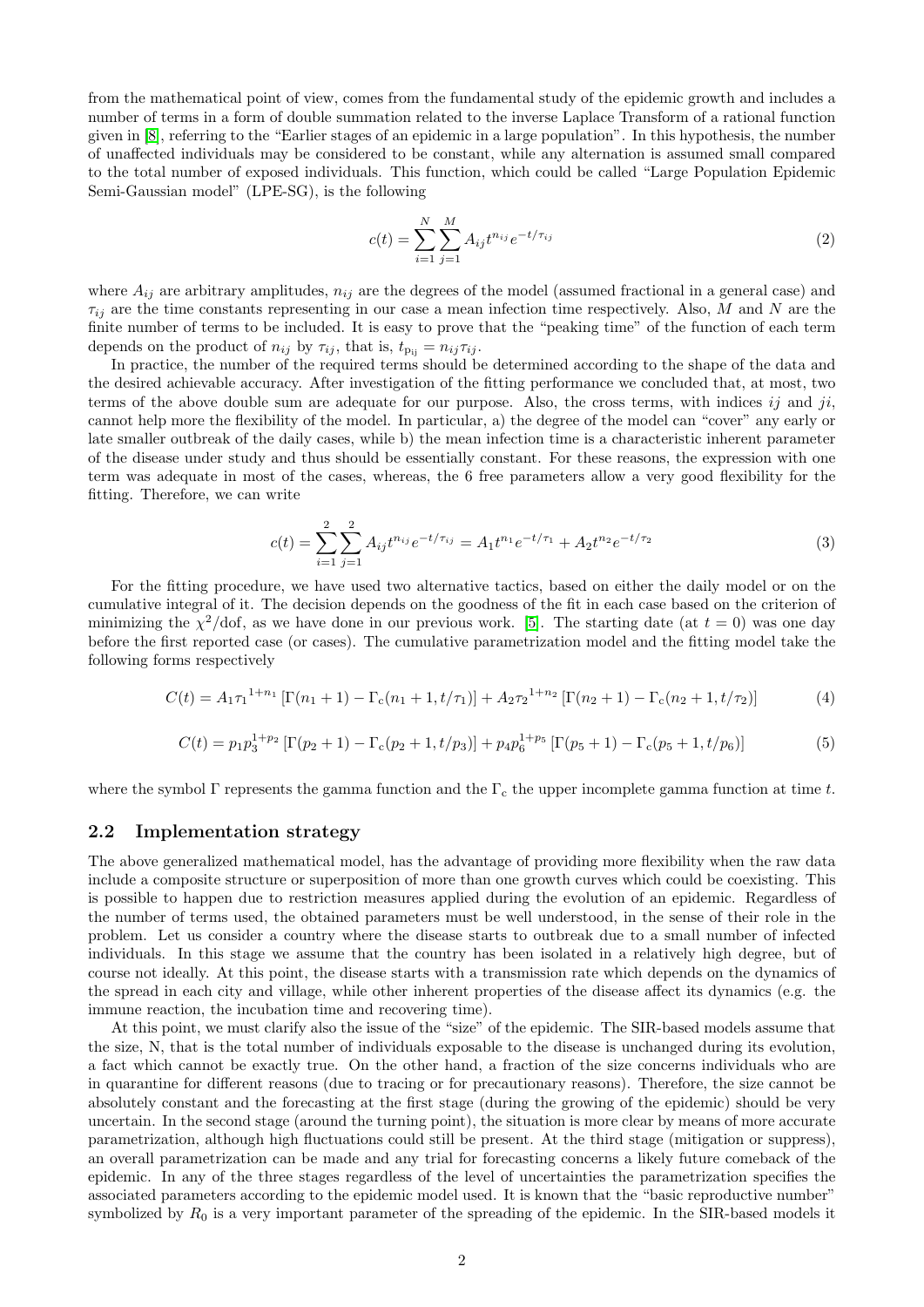from the mathematical point of view, comes from the fundamental study of the epidemic growth and includes a number of terms in a form of double summation related to the inverse Laplace Transform of a rational function given in [8], referring to the "Earlier stages of an epidemic in a large population". In this hypothesis, the number of unaffected individuals may be considered to be constant, while any alternation is assumed small compared to the total number of exposed individuals. This function, which could be called "Large Population Epidemic Semi-Gaussian model" (LPE-SG), is the following

$$c(t) = \sum_{i=1}^{N} \sum_{j=1}^{M} A_{ij} t^{n_{ij}} e^{-t/\tau_{ij}} \tag{2}$$

where $A_{ij}$ are arbitrary amplitudes, $n_{ij}$ are the degrees of the model (assumed fractional in a general case) and $\tau_{ij}$ are the time constants representing in our case a mean infection time respectively. Also, $M$ and $N$ are the finite number of terms to be included. It is easy to prove that the "peaking time" of the function of each term depends on the product of $n_{ij}$ by $\tau_{ij}$, that is, $t_{\mathrm{p_{ij}}} = n_{ij}\tau_{ij}$.

In practice, the number of the required terms should be determined according to the shape of the data and the desired achievable accuracy. After investigation of the fitting performance we concluded that, at most, two terms of the above double sum are adequate for our purpose. Also, the cross terms, with indices $ij$ and $ji$, cannot help more the flexibility of the model. In particular, a) the degree of the model can "cover" any early or late smaller outbreak of the daily cases, while b) the mean infection time is a characteristic inherent parameter of the disease under study and thus should be essentially constant. For these reasons, the expression with one term was adequate in most of the cases, whereas, the 6 free parameters allow a very good flexibility for the fitting. Therefore, we can write

$$c(t) = \sum_{i=1}^{2} \sum_{j=1}^{2} A_{ij} t^{n_{ij}} e^{-t/\tau_{ij}} = A_1 t^{n_1} e^{-t/\tau_1} + A_2 t^{n_2} e^{-t/\tau_2} \tag{3}$$

For the fitting procedure, we have used two alternative tactics, based on either the daily model or on the cumulative integral of it. The decision depends on the goodness of the fit in each case based on the criterion of minimizing the $\chi^2$/dof, as we have done in our previous work. [5]. The starting date (at $t = 0$) was one day before the first reported case (or cases). The cumulative parametrization model and the fitting model take the following forms respectively

$$C(t) = A_1 {\tau_1}^{1+n_1} \left[\Gamma(n_1 + 1) - \Gamma_{\mathrm{c}}(n_1 + 1, t/\tau_1)\right] + A_2 {\tau_2}^{1+n_2} \left[\Gamma(n_2 + 1) - \Gamma_{\mathrm{c}}(n_2 + 1, t/\tau_2)\right] \tag{4}$$

$$C(t) = p_1 p_3^{1+p_2} \left[\Gamma(p_2 + 1) - \Gamma_{\mathrm{c}}(p_2 + 1, t/p_3)\right] + p_4 p_6^{1+p_5} \left[\Gamma(p_5 + 1) - \Gamma_{\mathrm{c}}(p_5 + 1, t/p_6)\right] \tag{5}$$

where the symbol $\Gamma$ represents the gamma function and the $\Gamma_{\mathrm{c}}$ the upper incomplete gamma function at time $t$.

## 2.2 Implementation strategy

The above generalized mathematical model, has the advantage of providing more flexibility when the raw data include a composite structure or superposition of more than one growth curves which could be coexisting. This is possible to happen due to restriction measures applied during the evolution of an epidemic. Regardless of the number of terms used, the obtained parameters must be well understood, in the sense of their role in the problem. Let us consider a country where the disease starts to outbreak due to a small number of infected individuals. In this stage we assume that the country has been isolated in a relatively high degree, but of course not ideally. At this point, the disease starts with a transmission rate which depends on the dynamics of the spread in each city and village, while other inherent properties of the disease affect its dynamics (e.g. the immune reaction, the incubation time and recovering time).

At this point, we must clarify also the issue of the "size" of the epidemic. The SIR-based models assume that the size, N, that is the total number of individuals exposable to the disease is unchanged during its evolution, a fact which cannot be exactly true. On the other hand, a fraction of the size concerns individuals who are in quarantine for different reasons (due to tracing or for precautionary reasons). Therefore, the size cannot be absolutely constant and the forecasting at the first stage (during the growing of the epidemic) should be very uncertain. In the second stage (around the turning point), the situation is more clear by means of more accurate parametrization, although high fluctuations could still be present. At the third stage (mitigation or suppress), an overall parametrization can be made and any trial for forecasting concerns a likely future comeback of the epidemic. In any of the three stages regardless of the level of uncertainties the parametrization specifies the associated parameters according to the epidemic model used. It is known that the "basic reproductive number" symbolized by $R_0$ is a very important parameter of the spreading of the epidemic. In the SIR-based models it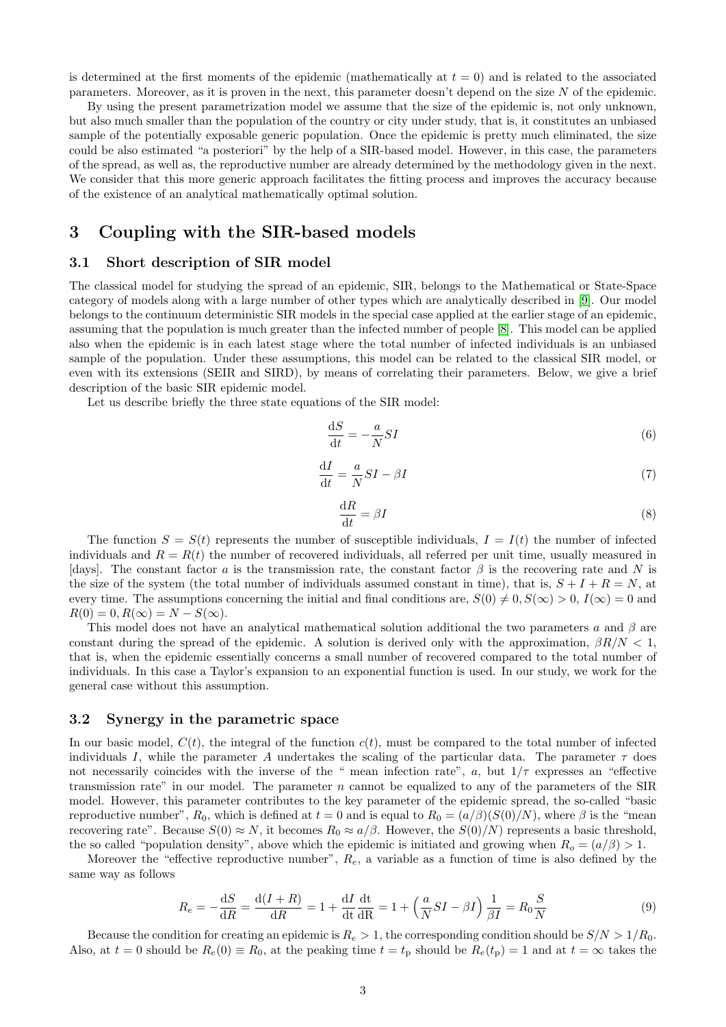is determined at the first moments of the epidemic (mathematically at $t = 0$) and is related to the associated parameters. Moreover, as it is proven in the next, this parameter doesn't depend on the size $N$ of the epidemic.

By using the present parametrization model we assume that the size of the epidemic is, not only unknown, but also much smaller than the population of the country or city under study, that is, it constitutes an unbiased sample of the potentially exposable generic population. Once the epidemic is pretty much eliminated, the size could be also estimated "a posteriori" by the help of a SIR-based model. However, in this case, the parameters of the spread, as well as, the reproductive number are already determined by the methodology given in the next. We consider that this more generic approach facilitates the fitting process and improves the accuracy because of the existence of an analytical mathematically optimal solution.

# 3 Coupling with the SIR-based models

## 3.1 Short description of SIR model

The classical model for studying the spread of an epidemic, SIR, belongs to the Mathematical or State-Space category of models along with a large number of other types which are analytically described in [9]. Our model belongs to the continuum deterministic SIR models in the special case applied at the earlier stage of an epidemic, assuming that the population is much greater than the infected number of people [8]. This model can be applied also when the epidemic is in each latest stage where the total number of infected individuals is an unbiased sample of the population. Under these assumptions, this model can be related to the classical SIR model, or even with its extensions (SEIR and SIRD), by means of correlating their parameters. Below, we give a brief description of the basic SIR epidemic model.

Let us describe briefly the three state equations of the SIR model:

$$\frac{\mathrm{d}S}{\mathrm{d}t} = -\frac{a}{N}SI \tag{6}$$

$$\frac{\mathrm{d}I}{\mathrm{d}t} = \frac{a}{N}SI - \beta I \tag{7}$$

$$\frac{\mathrm{d}R}{\mathrm{d}t} = \beta I \tag{8}$$

The function $S = S(t)$ represents the number of susceptible individuals, $I = I(t)$ the number of infected individuals and $R = R(t)$ the number of recovered individuals, all referred per unit time, usually measured in [days]. The constant factor $a$ is the transmission rate, the constant factor $\beta$ is the recovering rate and $N$ is the size of the system (the total number of individuals assumed constant in time), that is, $S + I + R = N$, at every time. The assumptions concerning the initial and final conditions are, $S(0) \neq 0, S(\infty) > 0$, $I(\infty) = 0$ and $R(0) = 0, R(\infty) = N - S(\infty)$.

This model does not have an analytical mathematical solution additional the two parameters $a$ and $\beta$ are constant during the spread of the epidemic. A solution is derived only with the approximation, $\beta R/N < 1$, that is, when the epidemic essentially concerns a small number of recovered compared to the total number of individuals. In this case a Taylor's expansion to an exponential function is used. In our study, we work for the general case without this assumption.

## 3.2 Synergy in the parametric space

In our basic model, $C(t)$, the integral of the function $c(t)$, must be compared to the total number of infected individuals $I$, while the parameter $A$ undertakes the scaling of the particular data. The parameter $\tau$ does not necessarily coincides with the inverse of the " mean infection rate", $a$, but $1/\tau$ expresses an "effective transmission rate" in our model. The parameter $n$ cannot be equalized to any of the parameters of the SIR model. However, this parameter contributes to the key parameter of the epidemic spread, the so-called "basic reproductive number", $R_0$, which is defined at $t = 0$ and is equal to $R_0 = (a/\beta)(S(0)/N)$, where $\beta$ is the "mean recovering rate". Because $S(0) \approx N$, it becomes $R_0 \approx a/\beta$. However, the $S(0)/N)$ represents a basic threshold, the so called "population density", above which the epidemic is initiated and growing when $R_o = (a/\beta) > 1$.

Moreover the "effective reproductive number", $R_e$, a variable as a function of time is also defined by the same way as follows

$$R_e = -\frac{\mathrm{d}S}{\mathrm{d}R} = \frac{\mathrm{d}(I+R)}{\mathrm{d}R} = 1 + \frac{\mathrm{d}I}{\mathrm{d}t}\frac{\mathrm{d}t}{\mathrm{d}R} = 1 + \left(\frac{a}{N}SI - \beta I\right)\frac{1}{\beta I} = R_0\frac{S}{N} \tag{9}$$

Because the condition for creating an epidemic is $R_e > 1$, the corresponding condition should be $S/N > 1/R_0$. Also, at $t = 0$ should be $R_e(0) \equiv R_0$, at the peaking time $t = t_\mathrm{p}$ should be $R_e(t_\mathrm{p}) = 1$ and at $t = \infty$ takes the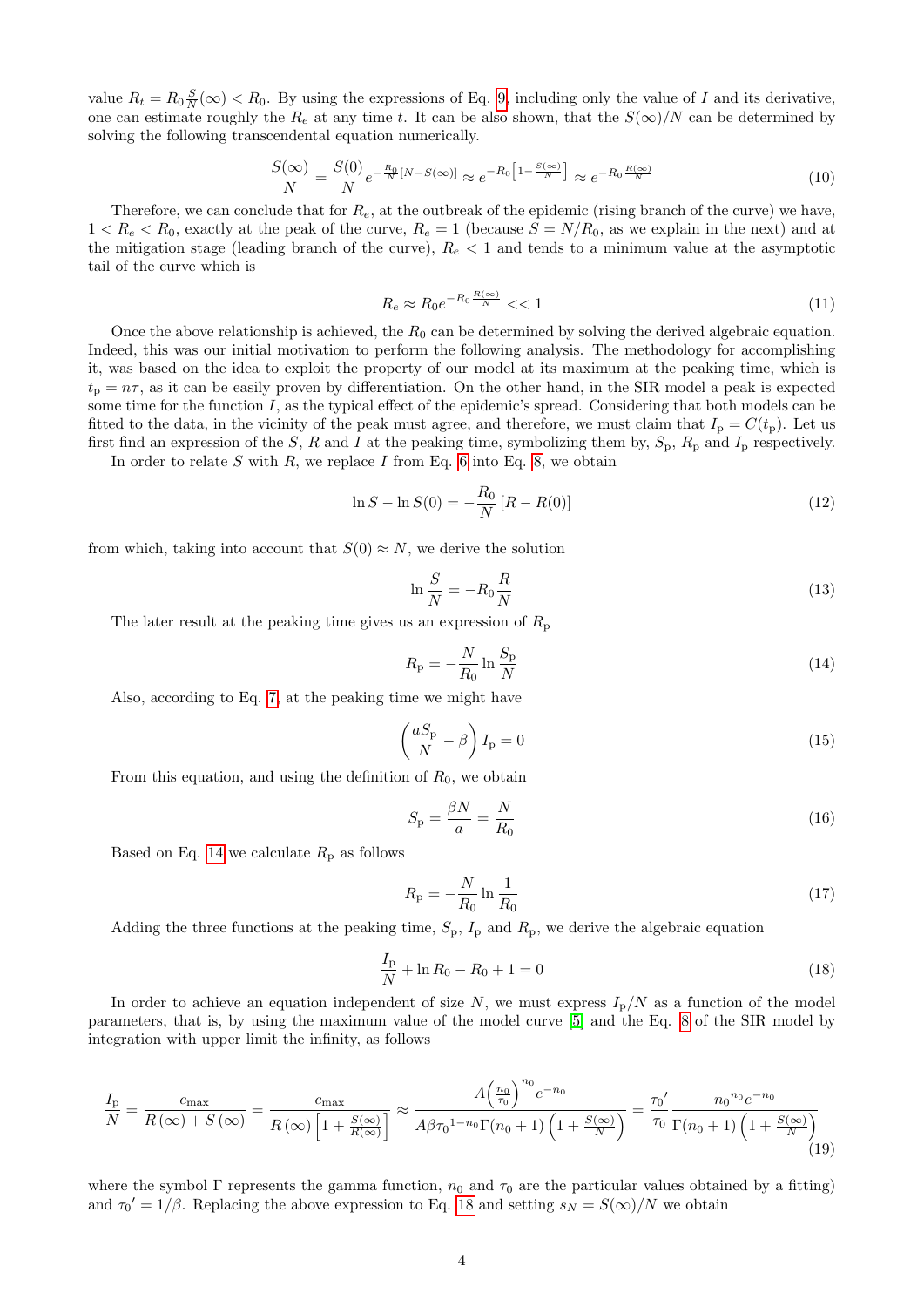value $R_t = R_0 \frac{S}{N}(\infty) < R_0$. By using the expressions of Eq. 9, including only the value of $I$ and its derivative, one can estimate roughly the $R_e$ at any time $t$. It can be also shown, that the $S(\infty)/N$ can be determined by solving the following transcendental equation numerically.

$$\frac{S(\infty)}{N} = \frac{S(0)}{N} e^{-\frac{R_0}{N}[N - S(\infty)]} \approx e^{-R_0\left[1-\frac{S(\infty)}{N}\right]} \approx e^{-R_0 \frac{R(\infty)}{N}} \tag{10}$$

Therefore, we can conclude that for $R_e$, at the outbreak of the epidemic (rising branch of the curve) we have, $1 < R_e < R_0$, exactly at the peak of the curve, $R_e = 1$ (because $S = N/R_0$, as we explain in the next) and at the mitigation stage (leading branch of the curve), $R_e < 1$ and tends to a minimum value at the asymptotic tail of the curve which is

$$R_e \approx R_0 e^{-R_0 \frac{R(\infty)}{N}} << 1 \tag{11}$$

Once the above relationship is achieved, the $R_0$ can be determined by solving the derived algebraic equation. Indeed, this was our initial motivation to perform the following analysis. The methodology for accomplishing it, was based on the idea to exploit the property of our model at its maximum at the peaking time, which is $t_{\mathrm{p}} = n\tau$, as it can be easily proven by differentiation. On the other hand, in the SIR model a peak is expected some time for the function $I$, as the typical effect of the epidemic's spread. Considering that both models can be fitted to the data, in the vicinity of the peak must agree, and therefore, we must claim that $I_{\mathrm{p}} = C(t_{\mathrm{p}})$. Let us first find an expression of the $S$, $R$ and $I$ at the peaking time, symbolizing them by, $S_{\mathrm{p}}$, $R_{\mathrm{p}}$ and $I_{\mathrm{p}}$ respectively.

In order to relate $S$ with $R$, we replace $I$ from Eq. 6 into Eq. 8, we obtain

$$\ln S - \ln S(0) = -\frac{R_0}{N}\left[R - R(0)\right] \tag{12}$$

from which, taking into account that $S(0) \approx N$, we derive the solution

$$\ln \frac{S}{N} = -R_0 \frac{R}{N} \tag{13}$$

The later result at the peaking time gives us an expression of $R_{\mathrm{p}}$

$$R_{\mathrm{p}} = -\frac{N}{R_0} \ln \frac{S_{\mathrm{p}}}{N} \tag{14}$$

Also, according to Eq. 7, at the peaking time we might have

$$\left(\frac{aS_{\mathrm{p}}}{N} - \beta\right) I_{\mathrm{p}} = 0 \tag{15}$$

From this equation, and using the definition of $R_0$, we obtain

$$S_{\mathrm{p}} = \frac{\beta N}{a} = \frac{N}{R_0} \tag{16}$$

Based on Eq. 14 we calculate $R_{\mathrm{p}}$ as follows

$$R_{\mathrm{p}} = -\frac{N}{R_0} \ln \frac{1}{R_0} \tag{17}$$

Adding the three functions at the peaking time, $S_{\mathrm{p}}$, $I_{\mathrm{p}}$ and $R_{\mathrm{p}}$, we derive the algebraic equation

$$\frac{I_{\mathrm{p}}}{N} + \ln R_0 - R_0 + 1 = 0 \tag{18}$$

In order to achieve an equation independent of size $N$, we must express $I_{\mathrm{p}}/N$ as a function of the model parameters, that is, by using the maximum value of the model curve [5] and the Eq. 8 of the SIR model by integration with upper limit the infinity, as follows

$$\frac{I_{\mathrm{p}}}{N} = \frac{c_{\max}}{R(\infty) + S(\infty)} = \frac{c_{\max}}{R(\infty)\left[1 + \frac{S(\infty)}{R(\infty)}\right]} \approx \frac{A\left(\frac{n_0}{\tau_0}\right)^{n_0} e^{-n_0}}{A\beta {\tau_0}^{1-n_0}\Gamma(n_0+1)\left(1 + \frac{S(\infty)}{N}\right)} = \frac{{\tau_0}'}{\tau_0} \frac{{n_0}^{n_0} e^{-n_0}}{\Gamma(n_0+1)\left(1 + \frac{S(\infty)}{N}\right)} \tag{19}$$

where the symbol $\Gamma$ represents the gamma function, $n_0$ and $\tau_0$ are the particular values obtained by a fitting) and ${\tau_0}' = 1/\beta$. Replacing the above expression to Eq. 18 and setting $s_N = S(\infty)/N$ we obtain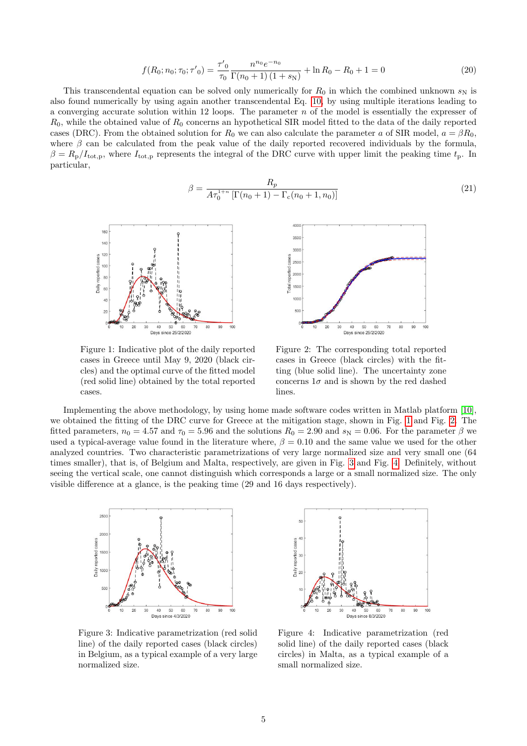$$f(R_0; n_0; \tau_0; \tau'_0) = \frac{\tau'_0}{\tau_0} \frac{n^{n_0} e^{-n_0}}{\Gamma(n_0+1)(1+s_\mathrm{N})} + \ln R_0 - R_0 + 1 = 0 \tag{20}$$

This transcendental equation can be solved only numerically for $R_0$ in which the combined unknown $s_\mathrm{N}$ is also found numerically by using again another transcendental Eq. 10, by using multiple iterations leading to a converging accurate solution within 12 loops. The parameter $n$ of the model is essentially the expresser of $R_0$, while the obtained value of $R_0$ concerns an hypothetical SIR model fitted to the data of the daily reported cases (DRC). From the obtained solution for $R_0$ we can also calculate the parameter $a$ of SIR model, $a = \beta R_0$, where $\beta$ can be calculated from the peak value of the daily reported recovered individuals by the formula, $\beta = R_\mathrm{p}/I_\mathrm{tot,p}$, where $I_\mathrm{tot,p}$ represents the integral of the DRC curve with upper limit the peaking time $t_\mathrm{p}$. In particular,

$$\beta = \frac{R_p}{A\tau_0^{1+n}\left[\Gamma(n_0+1) - \Gamma_c(n_0+1, n_0)\right]} \tag{21}$$

Figure 1: Indicative plot of the daily reported cases in Greece until May 9, 2020 (black circles) and the optimal curve of the fitted model (red solid line) obtained by the total reported cases.

Figure 2: The corresponding total reported cases in Greece (black circles) with the fitting (blue solid line). The uncertainty zone concerns $1\sigma$ and is shown by the red dashed lines.

Implementing the above methodology, by using home made software codes written in Matlab platform [10], we obtained the fitting of the DRC curve for Greece at the mitigation stage, shown in Fig. 1 and Fig. 2. The fitted parameters, $n_0 = 4.57$ and $\tau_0 = 5.96$ and the solutions $R_0 = 2.90$ and $s_\mathrm{N} = 0.06$. For the parameter $\beta$ we used a typical-average value found in the literature where, $\beta = 0.10$ and the same value we used for the other analyzed countries. Two characteristic parametrizations of very large normalized size and very small one (64 times smaller), that is, of Belgium and Malta, respectively, are given in Fig. 3 and Fig. 4. Definitely, without seeing the vertical scale, one cannot distinguish which corresponds a large or a small normalized size. The only visible difference at a glance, is the peaking time (29 and 16 days respectively).

Figure 3: Indicative parametrization (red solid line) of the daily reported cases (black circles) in Belgium, as a typical example of a very large normalized size.

Figure 4: Indicative parametrization (red solid line) of the daily reported cases (black circles) in Malta, as a typical example of a small normalized size.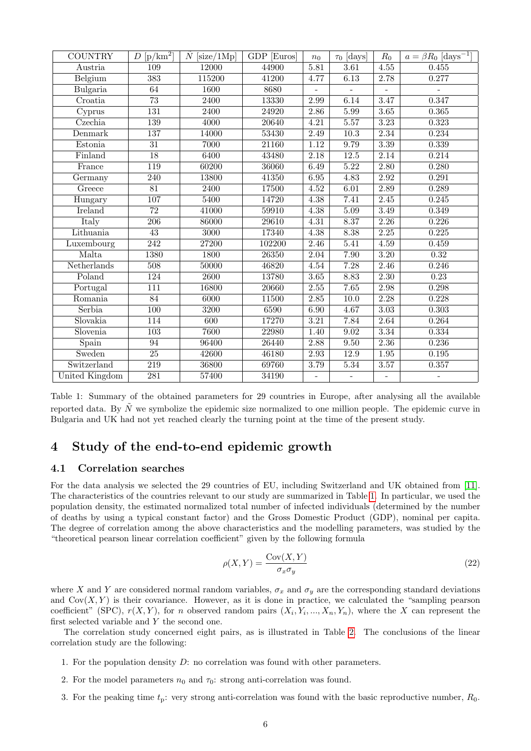| COUNTRY | $D$ [p/km$^2$] | $\tilde{N}$ [size/1Mp] | GDP [Euros] | $n_0$ | $\tau_0$ [days] | $R_0$ | $a = \beta R_0$ [days$^{-1}$] |
|---|---|---|---|---|---|---|---|
| Austria | 109 | 12000 | 44900 | 5.81 | 3.61 | 4.55 | 0.455 |
| Belgium | 383 | 115200 | 41200 | 4.77 | 6.13 | 2.78 | 0.277 |
| Bulgaria | 64 | 1600 | 8680 | - | - | - | - |
| Croatia | 73 | 2400 | 13330 | 2.99 | 6.14 | 3.47 | 0.347 |
| Cyprus | 131 | 2400 | 24920 | 2.86 | 5.99 | 3.65 | 0.365 |
| Czechia | 139 | 4000 | 20640 | 4.21 | 5.57 | 3.23 | 0.323 |
| Denmark | 137 | 14000 | 53430 | 2.49 | 10.3 | 2.34 | 0.234 |
| Estonia | 31 | 7000 | 21160 | 1.12 | 9.79 | 3.39 | 0.339 |
| Finland | 18 | 6400 | 43480 | 2.18 | 12.5 | 2.14 | 0.214 |
| France | 119 | 60200 | 36060 | 6.49 | 5.22 | 2.80 | 0.280 |
| Germany | 240 | 13800 | 41350 | 6.95 | 4.83 | 2.92 | 0.291 |
| Greece | 81 | 2400 | 17500 | 4.52 | 6.01 | 2.89 | 0.289 |
| Hungary | 107 | 5400 | 14720 | 4.38 | 7.41 | 2.45 | 0.245 |
| Ireland | 72 | 41000 | 59910 | 4.38 | 5.09 | 3.49 | 0.349 |
| Italy | 206 | 86000 | 29610 | 4.31 | 8.37 | 2.26 | 0.226 |
| Lithuania | 43 | 3000 | 17340 | 4.38 | 8.38 | 2.25 | 0.225 |
| Luxembourg | 242 | 27200 | 102200 | 2.46 | 5.41 | 4.59 | 0.459 |
| Malta | 1380 | 1800 | 26350 | 2.04 | 7.90 | 3.20 | 0.32 |
| Netherlands | 508 | 50000 | 46820 | 4.54 | 7.28 | 2.46 | 0.246 |
| Poland | 124 | 2600 | 13780 | 3.65 | 8.83 | 2.30 | 0.23 |
| Portugal | 111 | 16800 | 20660 | 2.55 | 7.65 | 2.98 | 0.298 |
| Romania | 84 | 6000 | 11500 | 2.85 | 10.0 | 2.28 | 0.228 |
| Serbia | 100 | 3200 | 6590 | 6.90 | 4.67 | 3.03 | 0.303 |
| Slovakia | 114 | 600 | 17270 | 3.21 | 7.84 | 2.64 | 0.264 |
| Slovenia | 103 | 7600 | 22980 | 1.40 | 9.02 | 3.34 | 0.334 |
| Spain | 94 | 96400 | 26440 | 2.88 | 9.50 | 2.36 | 0.236 |
| Sweden | 25 | 42600 | 46180 | 2.93 | 12.9 | 1.95 | 0.195 |
| Switzerland | 219 | 36800 | 69760 | 3.79 | 5.34 | 3.57 | 0.357 |
| United Kingdom | 281 | 57400 | 34190 | - | - | - | - |

Table 1: Summary of the obtained parameters for 29 countries in Europe, after analysing all the available reported data. By $\tilde{N}$ we symbolize the epidemic size normalized to one million people. The epidemic curve in Bulgaria and UK had not yet reached clearly the turning point at the time of the present study.

## 4 Study of the end-to-end epidemic growth

### 4.1 Correlation searches

For the data analysis we selected the 29 countries of EU, including Switzerland and UK obtained from [11]. The characteristics of the countries relevant to our study are summarized in Table 1. In particular, we used the population density, the estimated normalized total number of infected individuals (determined by the number of deaths by using a typical constant factor) and the Gross Domestic Product (GDP), nominal per capita. The degree of correlation among the above characteristics and the modelling parameters, was studied by the "theoretical pearson linear correlation coefficient" given by the following formula

$$\rho(X,Y) = \frac{\mathrm{Cov}(X,Y)}{\sigma_x \sigma_y} \tag{22}$$

where $X$ and $Y$ are considered normal random variables, $\sigma_x$ and $\sigma_y$ are the corresponding standard deviations and $\mathrm{Cov}(X,Y)$ is their covariance. However, as it is done in practice, we calculated the "sampling pearson coefficient" (SPC), $r(X,Y)$, for $n$ observed random pairs $(X_i, Y_i, ..., X_n, Y_n)$, where the $X$ can represent the first selected variable and $Y$ the second one.

The correlation study concerned eight pairs, as is illustrated in Table 2. The conclusions of the linear correlation study are the following:

1. For the population density $D$: no correlation was found with other parameters.
2. For the model parameters $n_0$ and $\tau_0$: strong anti-correlation was found.
3. For the peaking time $t_{\mathrm{p}}$: very strong anti-correlation was found with the basic reproductive number, $R_0$.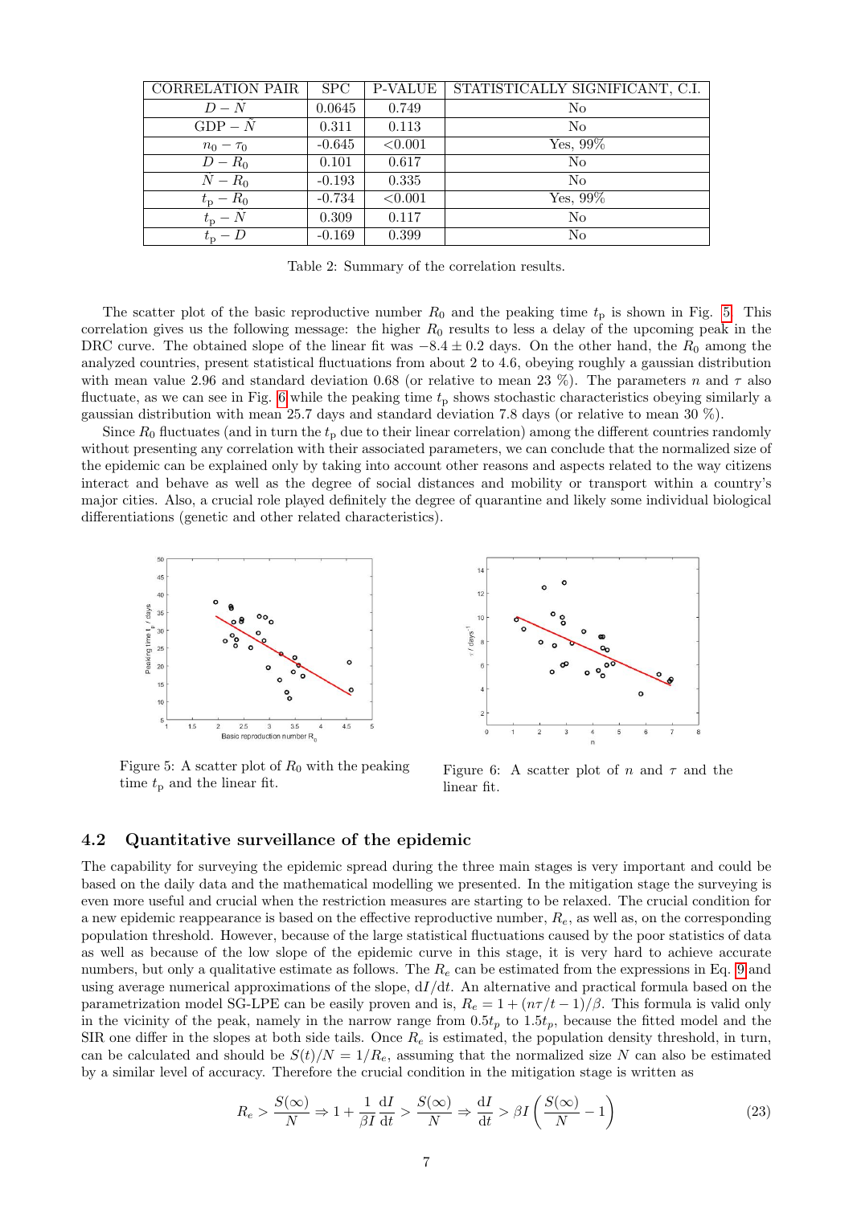| CORRELATION PAIR | SPC | P-VALUE | STATISTICALLY SIGNIFICANT, C.I. |
|---|---|---|---|
| $D - \tilde{N}$ | 0.0645 | 0.749 | No |
| GDP $- \tilde{N}$ | 0.311 | 0.113 | No |
| $n_0 - \tau_0$ | -0.645 | <0.001 | Yes, 99% |
| $D - R_0$ | 0.101 | 0.617 | No |
| $\tilde{N} - R_0$ | -0.193 | 0.335 | No |
| $t_\mathrm{p} - R_0$ | -0.734 | <0.001 | Yes, 99% |
| $t_\mathrm{p} - \tilde{N}$ | 0.309 | 0.117 | No |
| $t_\mathrm{p} - D$ | -0.169 | 0.399 | No |

Table 2: Summary of the correlation results.

The scatter plot of the basic reproductive number $R_0$ and the peaking time $t_\mathrm{p}$ is shown in Fig. 5. This correlation gives us the following message: the higher $R_0$ results to less a delay of the upcoming peak in the DRC curve. The obtained slope of the linear fit was $-8.4 \pm 0.2$ days. On the other hand, the $R_0$ among the analyzed countries, present statistical fluctuations from about 2 to 4.6, obeying roughly a gaussian distribution with mean value 2.96 and standard deviation 0.68 (or relative to mean 23 %). The parameters $n$ and $\tau$ also fluctuate, as we can see in Fig. 6 while the peaking time $t_\mathrm{p}$ shows stochastic characteristics obeying similarly a gaussian distribution with mean 25.7 days and standard deviation 7.8 days (or relative to mean 30 %).

Since $R_0$ fluctuates (and in turn the $t_\mathrm{p}$ due to their linear correlation) among the different countries randomly without presenting any correlation with their associated parameters, we can conclude that the normalized size of the epidemic can be explained only by taking into account other reasons and aspects related to the way citizens interact and behave as well as the degree of social distances and mobility or transport within a country's major cities. Also, a crucial role played definitely the degree of quarantine and likely some individual biological differentiations (genetic and other related characteristics).

Figure 5: A scatter plot of $R_0$ with the peaking time $t_\mathrm{p}$ and the linear fit.

Figure 6: A scatter plot of $n$ and $\tau$ and the linear fit.

### 4.2 Quantitative surveillance of the epidemic

The capability for surveying the epidemic spread during the three main stages is very important and could be based on the daily data and the mathematical modelling we presented. In the mitigation stage the surveying is even more useful and crucial when the restriction measures are starting to be relaxed. The crucial condition for a new epidemic reappearance is based on the effective reproductive number, $R_e$, as well as, on the corresponding population threshold. However, because of the large statistical fluctuations caused by the poor statistics of data as well as because of the low slope of the epidemic curve in this stage, it is very hard to achieve accurate numbers, but only a qualitative estimate as follows. The $R_e$ can be estimated from the expressions in Eq. 9 and using average numerical approximations of the slope, $\mathrm{d}I/\mathrm{d}t$. An alternative and practical formula based on the parametrization model SG-LPE can be easily proven and is, $R_e = 1 + (n\tau/t - 1)/\beta$. This formula is valid only in the vicinity of the peak, namely in the narrow range from $0.5t_p$ to $1.5t_p$, because the fitted model and the SIR one differ in the slopes at both side tails. Once $R_e$ is estimated, the population density threshold, in turn, can be calculated and should be $S(t)/N = 1/R_e$, assuming that the normalized size $N$ can also be estimated by a similar level of accuracy. Therefore the crucial condition in the mitigation stage is written as

$$R_e > \frac{S(\infty)}{N} \Rightarrow 1 + \frac{1}{\beta I}\frac{\mathrm{d}I}{\mathrm{d}t} > \frac{S(\infty)}{N} \Rightarrow \frac{\mathrm{d}I}{\mathrm{d}t} > \beta I\left(\frac{S(\infty)}{N} - 1\right) \tag{23}$$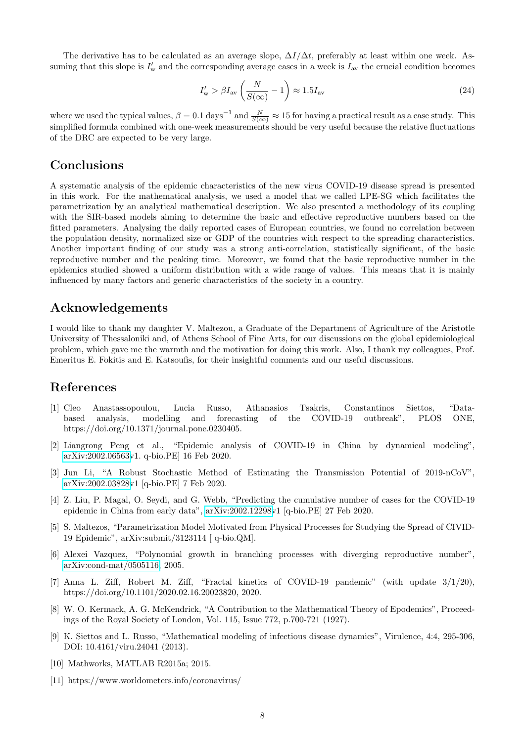The derivative has to be calculated as an average slope, $\Delta I/\Delta t$, preferably at least within one week. Assuming that this slope is $I'_{\rm w}$ and the corresponding average cases in a week is $I_{\rm av}$ the crucial condition becomes

$$I'_{\rm w} > \beta I_{\rm av}\left(\frac{N}{S(\infty)} - 1\right) \approx 1.5 I_{\rm av} \tag{24}$$

where we used the typical values, $\beta = 0.1$ days$^{-1}$ and $\frac{N}{S(\infty)} \approx 15$ for having a practical result as a case study. This simplified formula combined with one-week measurements should be very useful because the relative fluctuations of the DRC are expected to be very large.

## Conclusions

A systematic analysis of the epidemic characteristics of the new virus COVID-19 disease spread is presented in this work. For the mathematical analysis, we used a model that we called LPE-SG which facilitates the parametrization by an analytical mathematical description. We also presented a methodology of its coupling with the SIR-based models aiming to determine the basic and effective reproductive numbers based on the fitted parameters. Analysing the daily reported cases of European countries, we found no correlation between the population density, normalized size or GDP of the countries with respect to the spreading characteristics. Another important finding of our study was a strong anti-correlation, statistically significant, of the basic reproductive number and the peaking time. Moreover, we found that the basic reproductive number in the epidemics studied showed a uniform distribution with a wide range of values. This means that it is mainly influenced by many factors and generic characteristics of the society in a country.

## Acknowledgements

I would like to thank my daughter V. Maltezou, a Graduate of the Department of Agriculture of the Aristotle University of Thessaloniki and, of Athens School of Fine Arts, for our discussions on the global epidemiological problem, which gave me the warmth and the motivation for doing this work. Also, I thank my colleagues, Prof. Emeritus E. Fokitis and E. Katsoufis, for their insightful comments and our useful discussions.

## References

[1] Cleo Anastassopoulou, Lucia Russo, Athanasios Tsakris, Constantinos Siettos, "Data-based analysis, modelling and forecasting of the COVID-19 outbreak", PLOS ONE, https://doi.org/10.1371/journal.pone.0230405.

[2] Liangrong Peng et al., "Epidemic analysis of COVID-19 in China by dynamical modeling", arXiv:2002.06563v1. q-bio.PE] 16 Feb 2020.

[3] Jun Li, "A Robust Stochastic Method of Estimating the Transmission Potential of 2019-nCoV", arXiv:2002.03828v1 [q-bio.PE] 7 Feb 2020.

[4] Z. Liu, P. Magal, O. Seydi, and G. Webb, "Predicting the cumulative number of cases for the COVID-19 epidemic in China from early data", arXiv:2002.12298v1 [q-bio.PE] 27 Feb 2020.

[5] S. Maltezos, "Parametrization Model Motivated from Physical Processes for Studying the Spread of CIVID-19 Epidemic", arXiv:submit/3123114 [ q-bio.QM].

[6] Alexei Vazquez, "Polynomial growth in branching processes with diverging reproductive number", arXiv:cond-mat/0505116, 2005.

[7] Anna L. Ziff, Robert M. Ziff, "Fractal kinetics of COVID-19 pandemic" (with update 3/1/20), https://doi.org/10.1101/2020.02.16.20023820, 2020.

[8] W. O. Kermack, A. G. McKendrick, "A Contribution to the Mathematical Theory of Epodemics", Proceedings of the Royal Society of London, Vol. 115, Issue 772, p.700-721 (1927).

[9] K. Siettos and L. Russo, "Mathematical modeling of infectious disease dynamics", Virulence, 4:4, 295-306, DOI: 10.4161/viru.24041 (2013).

[10] Mathworks, MATLAB R2015a; 2015.

[11] https://www.worldometers.info/coronavirus/